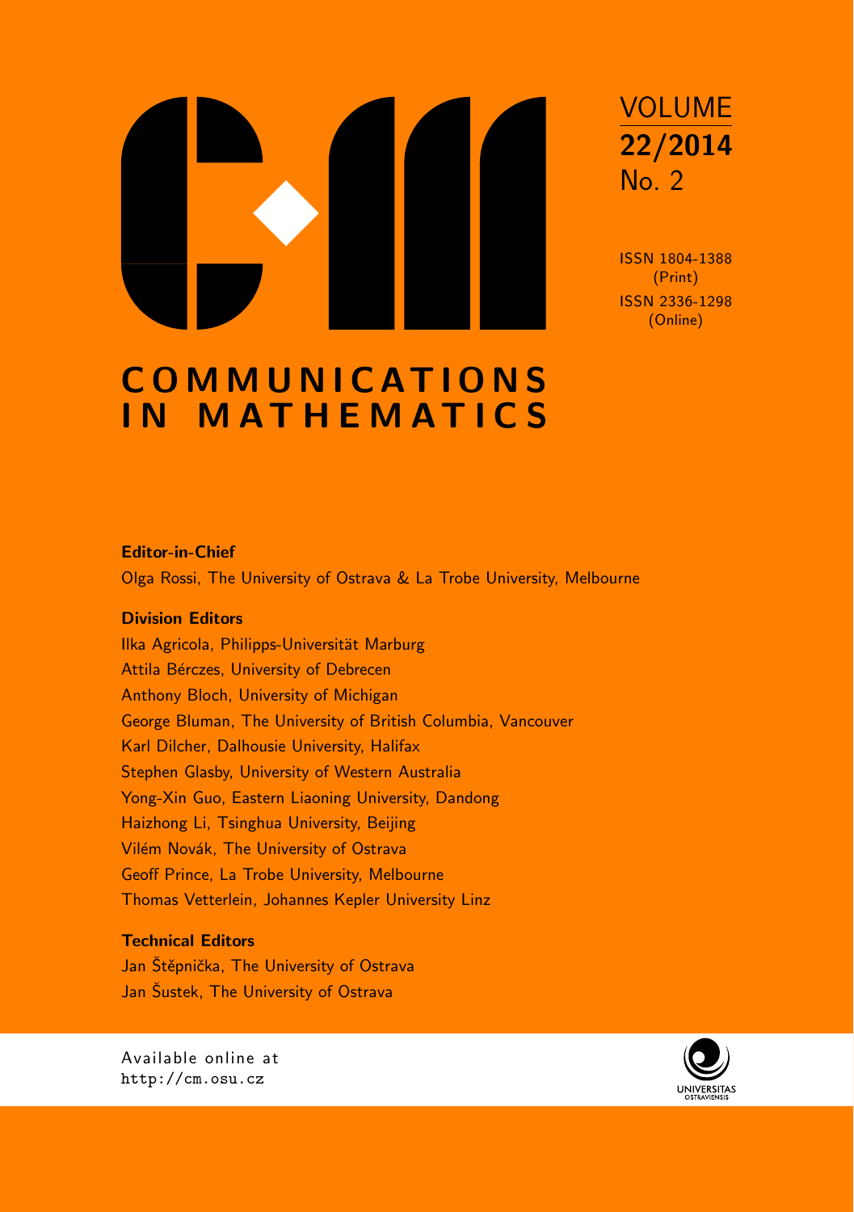VOLUME
**22/2014**
No. 2

ISSN 1804-1388 (Print)
ISSN 2336-1298 (Online)

# COMMUNICATIONS IN MATHEMATICS

**Editor-in-Chief**

Olga Rossi, The University of Ostrava & La Trobe University, Melbourne

**Division Editors**

Ilka Agricola, Philipps-Universität Marburg
Attila Bérczes, University of Debrecen
Anthony Bloch, University of Michigan
George Bluman, The University of British Columbia, Vancouver
Karl Dilcher, Dalhousie University, Halifax
Stephen Glasby, University of Western Australia
Yong-Xin Guo, Eastern Liaoning University, Dandong
Haizhong Li, Tsinghua University, Beijing
Vilém Novák, The University of Ostrava
Geoff Prince, La Trobe University, Melbourne
Thomas Vetterlein, Johannes Kepler University Linz

**Technical Editors**

Jan Štěpnička, The University of Ostrava
Jan Šustek, The University of Ostrava

Available online at
http://cm.osu.cz

UNIVERSITAS OSTRAVIENSIS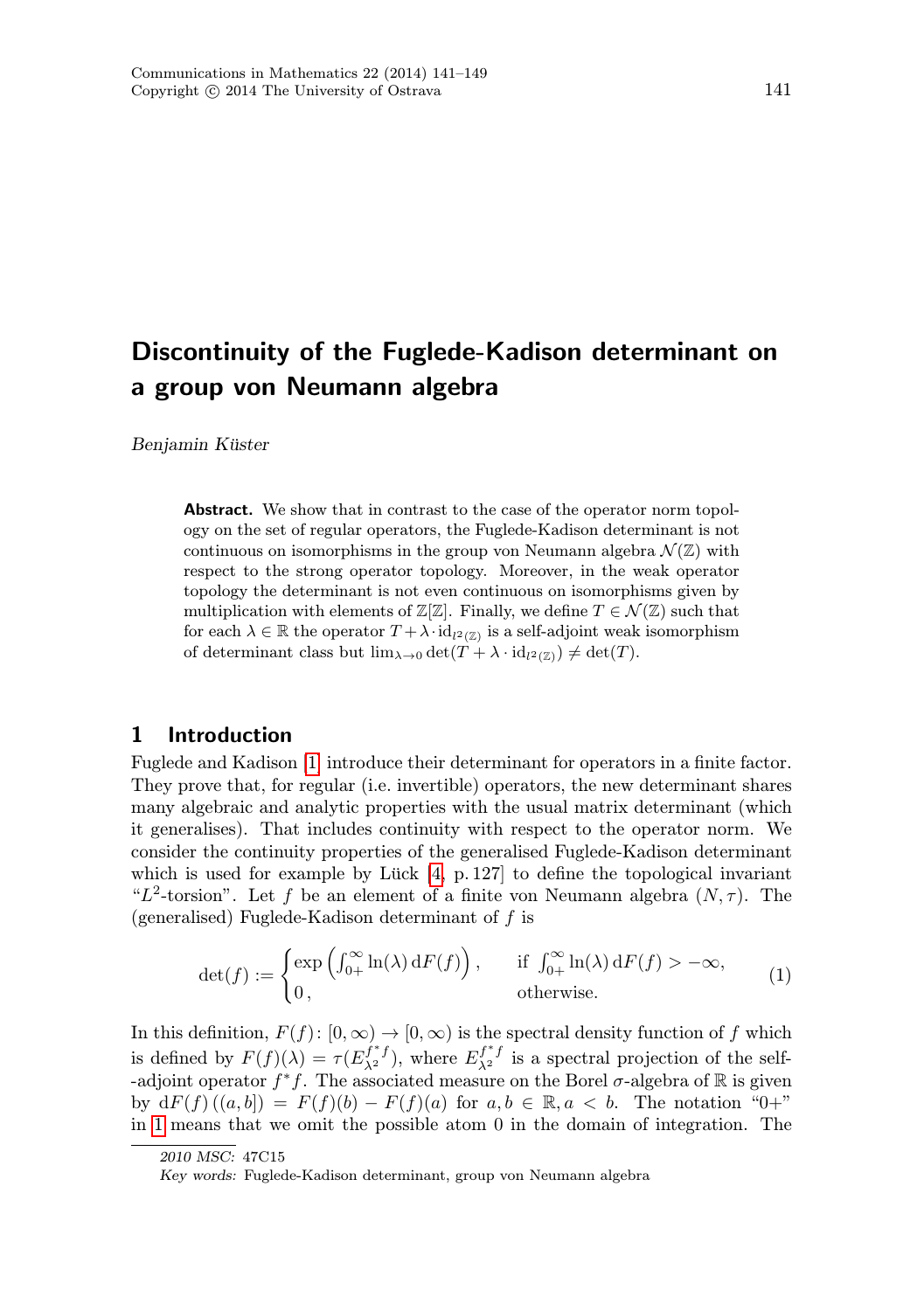# Discontinuity of the Fuglede-Kadison determinant on a group von Neumann algebra

*Benjamin Küster*

**Abstract.** We show that in contrast to the case of the operator norm topology on the set of regular operators, the Fuglede-Kadison determinant is not continuous on isomorphisms in the group von Neumann algebra $\mathcal{N}(\mathbb{Z})$ with respect to the strong operator topology. Moreover, in the weak operator topology the determinant is not even continuous on isomorphisms given by multiplication with elements of $\mathbb{Z}[\mathbb{Z}]$. Finally, we define $T \in \mathcal{N}(\mathbb{Z})$ such that for each $\lambda \in \mathbb{R}$ the operator $T + \lambda \cdot \mathrm{id}_{l^2(\mathbb{Z})}$ is a self-adjoint weak isomorphism of determinant class but $\lim_{\lambda \to 0} \det(T + \lambda \cdot \mathrm{id}_{l^2(\mathbb{Z})}) \neq \det(T)$.

## 1 Introduction

Fuglede and Kadison [1] introduce their determinant for operators in a finite factor. They prove that, for regular (i.e. invertible) operators, the new determinant shares many algebraic and analytic properties with the usual matrix determinant (which it generalises). That includes continuity with respect to the operator norm. We consider the continuity properties of the generalised Fuglede-Kadison determinant which is used for example by Lück [4, p. 127] to define the topological invariant "$L^2$-torsion". Let $f$ be an element of a finite von Neumann algebra $(N, \tau)$. The (generalised) Fuglede-Kadison determinant of $f$ is

$$
\det(f) := \begin{cases} \exp\left(\int_{0+}^{\infty} \ln(\lambda) \, \mathrm{d}F(f)\right), & \text{if } \int_{0+}^{\infty} \ln(\lambda) \, \mathrm{d}F(f) > -\infty, \\ 0, & \text{otherwise.} \end{cases} \tag{1}
$$

In this definition, $F(f) \colon [0, \infty) \to [0, \infty)$ is the spectral density function of $f$ which is defined by $F(f)(\lambda) = \tau(E_{\lambda^2}^{f^*f})$, where $E_{\lambda^2}^{f^*f}$ is a spectral projection of the self-adjoint operator $f^*f$. The associated measure on the Borel $\sigma$-algebra of $\mathbb{R}$ is given by $\mathrm{d}F(f)\left((a,b]\right) = F(f)(b) - F(f)(a)$ for $a, b \in \mathbb{R}, a < b$. The notation "0+" in 1 means that we omit the possible atom 0 in the domain of integration. The

*2010 MSC:* 47C15

*Key words:* Fuglede-Kadison determinant, group von Neumann algebra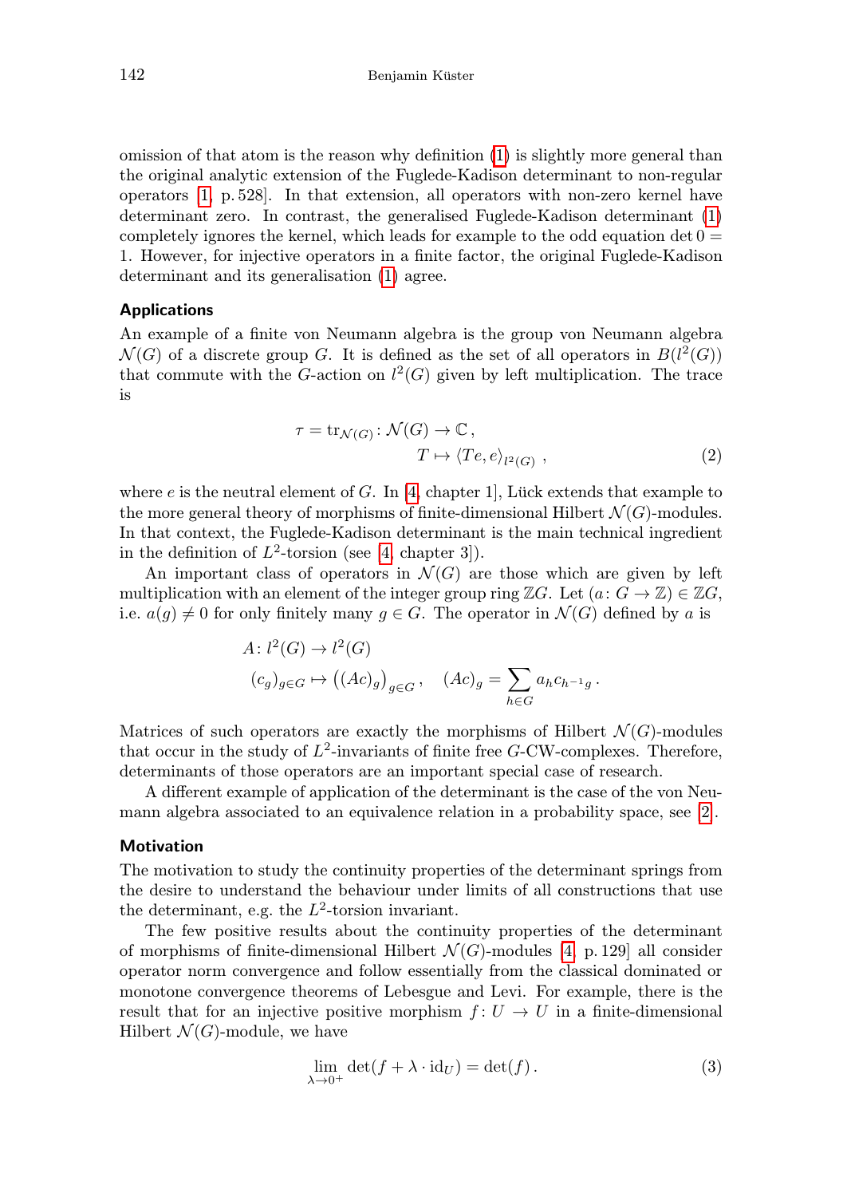omission of that atom is the reason why definition (1) is slightly more general than the original analytic extension of the Fuglede-Kadison determinant to non-regular operators [1, p. 528]. In that extension, all operators with non-zero kernel have determinant zero. In contrast, the generalised Fuglede-Kadison determinant (1) completely ignores the kernel, which leads for example to the odd equation $\det 0 = 1$. However, for injective operators in a finite factor, the original Fuglede-Kadison determinant and its generalisation (1) agree.

### Applications

An example of a finite von Neumann algebra is the group von Neumann algebra $\mathcal{N}(G)$ of a discrete group $G$. It is defined as the set of all operators in $B(l^2(G))$ that commute with the $G$-action on $l^2(G)$ given by left multiplication. The trace is

$$\begin{aligned} \tau = \operatorname{tr}_{\mathcal{N}(G)} \colon \mathcal{N}(G) &\to \mathbb{C}\,, \\ T &\mapsto \langle Te, e \rangle_{l^2(G)}\,, \end{aligned} \tag{2}$$

where $e$ is the neutral element of $G$. In [4, chapter 1], Lück extends that example to the more general theory of morphisms of finite-dimensional Hilbert $\mathcal{N}(G)$-modules. In that context, the Fuglede-Kadison determinant is the main technical ingredient in the definition of $L^2$-torsion (see [4, chapter 3]).

An important class of operators in $\mathcal{N}(G)$ are those which are given by left multiplication with an element of the integer group ring $\mathbb{Z}G$. Let $(a \colon G \to \mathbb{Z}) \in \mathbb{Z}G$, i.e. $a(g) \neq 0$ for only finitely many $g \in G$. The operator in $\mathcal{N}(G)$ defined by $a$ is

$$\begin{aligned} &A \colon l^2(G) \to l^2(G) \\ &(c_g)_{g\in G} \mapsto \big((Ac)_g\big)_{g\in G}\,, \quad (Ac)_g = \sum_{h\in G} a_h c_{h^{-1}g}\,. \end{aligned}$$

Matrices of such operators are exactly the morphisms of Hilbert $\mathcal{N}(G)$-modules that occur in the study of $L^2$-invariants of finite free $G$-CW-complexes. Therefore, determinants of those operators are an important special case of research.

A different example of application of the determinant is the case of the von Neumann algebra associated to an equivalence relation in a probability space, see [2].

### Motivation

The motivation to study the continuity properties of the determinant springs from the desire to understand the behaviour under limits of all constructions that use the determinant, e.g. the $L^2$-torsion invariant.

The few positive results about the continuity properties of the determinant of morphisms of finite-dimensional Hilbert $\mathcal{N}(G)$-modules [4, p. 129] all consider operator norm convergence and follow essentially from the classical dominated or monotone convergence theorems of Lebesgue and Levi. For example, there is the result that for an injective positive morphism $f \colon U \to U$ in a finite-dimensional Hilbert $\mathcal{N}(G)$-module, we have

$$\lim_{\lambda\to 0^+} \det(f + \lambda \cdot \mathrm{id}_U) = \det(f)\,. \tag{3}$$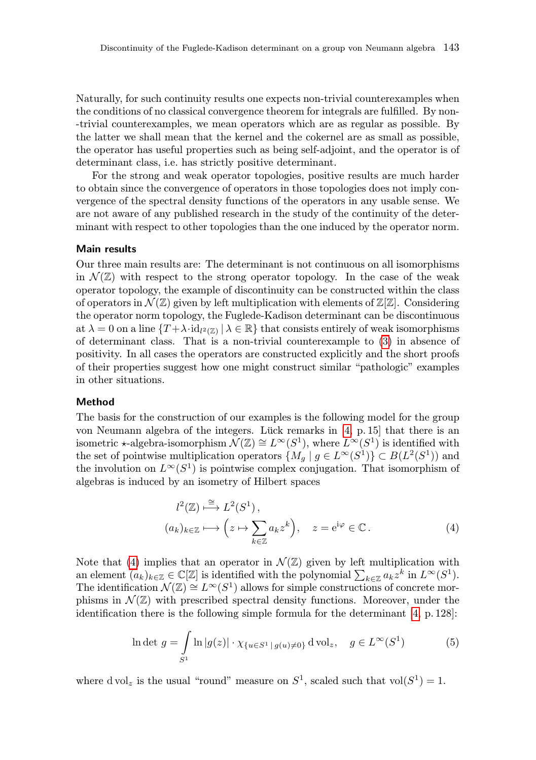Naturally, for such continuity results one expects non-trivial counterexamples when the conditions of no classical convergence theorem for integrals are fulfilled. By non--trivial counterexamples, we mean operators which are as regular as possible. By the latter we shall mean that the kernel and the cokernel are as small as possible, the operator has useful properties such as being self-adjoint, and the operator is of determinant class, i.e. has strictly positive determinant.

For the strong and weak operator topologies, positive results are much harder to obtain since the convergence of operators in those topologies does not imply convergence of the spectral density functions of the operators in any usable sense. We are not aware of any published research in the study of the continuity of the determinant with respect to other topologies than the one induced by the operator norm.

### Main results

Our three main results are: The determinant is not continuous on all isomorphisms in $\mathcal{N}(\mathbb{Z})$ with respect to the strong operator topology. In the case of the weak operator topology, the example of discontinuity can be constructed within the class of operators in $\mathcal{N}(\mathbb{Z})$ given by left multiplication with elements of $\mathbb{Z}[\mathbb{Z}]$. Considering the operator norm topology, the Fuglede-Kadison determinant can be discontinuous at $\lambda = 0$ on a line $\{T + \lambda \cdot \mathrm{id}_{l^2(\mathbb{Z})} \mid \lambda \in \mathbb{R}\}$ that consists entirely of weak isomorphisms of determinant class. That is a non-trivial counterexample to (3) in absence of positivity. In all cases the operators are constructed explicitly and the short proofs of their properties suggest how one might construct similar "pathologic" examples in other situations.

### Method

The basis for the construction of our examples is the following model for the group von Neumann algebra of the integers. Lück remarks in [4, p. 15] that there is an isometric $\star$-algebra-isomorphism $\mathcal{N}(\mathbb{Z}) \cong L^\infty(S^1)$, where $L^\infty(S^1)$ is identified with the set of pointwise multiplication operators $\{M_g \mid g \in L^\infty(S^1)\} \subset B(L^2(S^1))$ and the involution on $L^\infty(S^1)$ is pointwise complex conjugation. That isomorphism of algebras is induced by an isometry of Hilbert spaces

$$
\begin{aligned}
&l^2(\mathbb{Z}) \xrightarrow{\cong} L^2(S^1)\,, \\
&(a_k)_{k\in\mathbb{Z}} \longmapsto \Big(z \mapsto \sum_{k\in\mathbb{Z}} a_k z^k\Big), \quad z = \mathrm{e}^{\mathrm{i}\varphi} \in \mathbb{C}\,.
\end{aligned} \tag{4}
$$

Note that (4) implies that an operator in $\mathcal{N}(\mathbb{Z})$ given by left multiplication with an element $(a_k)_{k\in\mathbb{Z}} \in \mathbb{C}[\mathbb{Z}]$ is identified with the polynomial $\sum_{k\in\mathbb{Z}} a_k z^k$ in $L^\infty(S^1)$. The identification $\mathcal{N}(\mathbb{Z}) \cong L^\infty(S^1)$ allows for simple constructions of concrete morphisms in $\mathcal{N}(\mathbb{Z})$ with prescribed spectral density functions. Moreover, under the identification there is the following simple formula for the determinant [4, p. 128]:

$$
\ln \det\, g = \int_{S^1} \ln|g(z)| \cdot \chi_{\{u\in S^1 \mid g(u)\neq 0\}}\, \mathrm{d}\,\mathrm{vol}_z, \quad g \in L^\infty(S^1) \tag{5}
$$

where $\mathrm{d}\,\mathrm{vol}_z$ is the usual "round" measure on $S^1$, scaled such that $\mathrm{vol}(S^1) = 1$.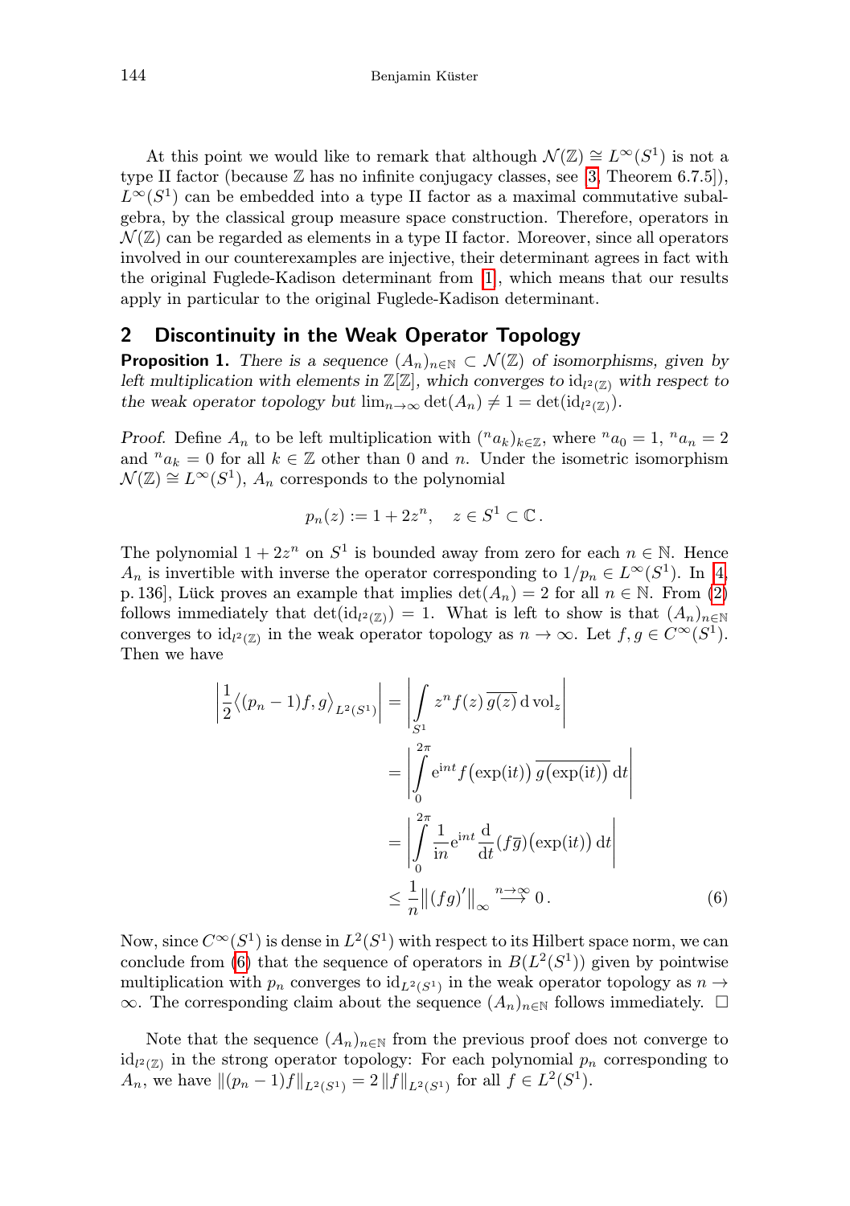At this point we would like to remark that although $\mathcal{N}(\mathbb{Z}) \cong L^\infty(S^1)$ is not a type II factor (because $\mathbb{Z}$ has no infinite conjugacy classes, see [3, Theorem 6.7.5]), $L^\infty(S^1)$ can be embedded into a type II factor as a maximal commutative subalgebra, by the classical group measure space construction. Therefore, operators in $\mathcal{N}(\mathbb{Z})$ can be regarded as elements in a type II factor. Moreover, since all operators involved in our counterexamples are injective, their determinant agrees in fact with the original Fuglede-Kadison determinant from [1], which means that our results apply in particular to the original Fuglede-Kadison determinant.

## 2 Discontinuity in the Weak Operator Topology

**Proposition 1.** *There is a sequence $(A_n)_{n\in\mathbb{N}} \subset \mathcal{N}(\mathbb{Z})$ of isomorphisms, given by left multiplication with elements in $\mathbb{Z}[\mathbb{Z}]$, which converges to $\mathrm{id}_{l^2(\mathbb{Z})}$ with respect to the weak operator topology but $\lim_{n\to\infty} \det(A_n) \neq 1 = \det(\mathrm{id}_{l^2(\mathbb{Z})})$.*

*Proof.* Define $A_n$ to be left multiplication with $({}^n a_k)_{k\in\mathbb{Z}}$, where ${}^n a_0 = 1$, ${}^n a_n = 2$ and ${}^n a_k = 0$ for all $k \in \mathbb{Z}$ other than $0$ and $n$. Under the isometric isomorphism $\mathcal{N}(\mathbb{Z}) \cong L^\infty(S^1)$, $A_n$ corresponds to the polynomial

$$p_n(z) := 1 + 2z^n, \quad z \in S^1 \subset \mathbb{C}\,.$$

The polynomial $1 + 2z^n$ on $S^1$ is bounded away from zero for each $n \in \mathbb{N}$. Hence $A_n$ is invertible with inverse the operator corresponding to $1/p_n \in L^\infty(S^1)$. In [4, p. 136], Lück proves an example that implies $\det(A_n) = 2$ for all $n \in \mathbb{N}$. From (2) follows immediately that $\det(\mathrm{id}_{l^2(\mathbb{Z})}) = 1$. What is left to show is that $(A_n)_{n\in\mathbb{N}}$ converges to $\mathrm{id}_{l^2(\mathbb{Z})}$ in the weak operator topology as $n \to \infty$. Let $f, g \in C^\infty(S^1)$. Then we have

$$\begin{aligned}
\left|\frac{1}{2}\big\langle (p_n - 1)f, g\big\rangle_{L^2(S^1)}\right| &= \left|\int_{S^1} z^n f(z)\,\overline{g(z)}\,\mathrm{d}\,\mathrm{vol}_z\right| \\
&= \left|\int_0^{2\pi} \mathrm{e}^{\mathrm{i}nt} f\big(\exp(\mathrm{i}t)\big)\,\overline{g\big(\exp(\mathrm{i}t)\big)}\,\mathrm{d}t\right| \\
&= \left|\int_0^{2\pi} \frac{1}{\mathrm{i}n}\mathrm{e}^{\mathrm{i}nt}\,\frac{\mathrm{d}}{\mathrm{d}t}(f\overline{g})\big(\exp(\mathrm{i}t)\big)\,\mathrm{d}t\right| \\
&\leq \frac{1}{n}\big\|(fg)'\big\|_\infty \overset{n\to\infty}{\longrightarrow} 0\,. \qquad (6)
\end{aligned}$$

Now, since $C^\infty(S^1)$ is dense in $L^2(S^1)$ with respect to its Hilbert space norm, we can conclude from (6) that the sequence of operators in $B(L^2(S^1))$ given by pointwise multiplication with $p_n$ converges to $\mathrm{id}_{L^2(S^1)}$ in the weak operator topology as $n \to \infty$. The corresponding claim about the sequence $(A_n)_{n\in\mathbb{N}}$ follows immediately. $\square$

Note that the sequence $(A_n)_{n\in\mathbb{N}}$ from the previous proof does not converge to $\mathrm{id}_{l^2(\mathbb{Z})}$ in the strong operator topology: For each polynomial $p_n$ corresponding to $A_n$, we have $\|(p_n - 1)f\|_{L^2(S^1)} = 2\,\|f\|_{L^2(S^1)}$ for all $f \in L^2(S^1)$.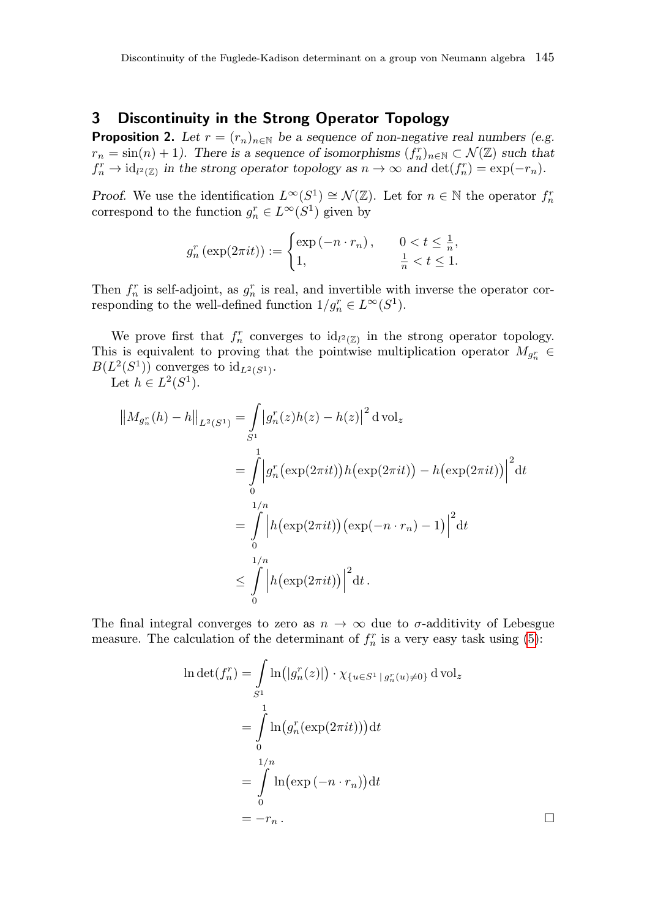## 3 Discontinuity in the Strong Operator Topology

**Proposition 2.** *Let $r = (r_n)_{n\in\mathbb{N}}$ be a sequence of non-negative real numbers (e.g. $r_n = \sin(n) + 1$). There is a sequence of isomorphisms $(f_n^r)_{n\in\mathbb{N}} \subset \mathcal{N}(\mathbb{Z})$ such that $f_n^r \to \mathrm{id}_{l^2(\mathbb{Z})}$ in the strong operator topology as $n \to \infty$ and $\det(f_n^r) = \exp(-r_n)$.*

*Proof.* We use the identification $L^\infty(S^1) \cong \mathcal{N}(\mathbb{Z})$. Let for $n \in \mathbb{N}$ the operator $f_n^r$ correspond to the function $g_n^r \in L^\infty(S^1)$ given by

$$g_n^r(\exp(2\pi i t)) := \begin{cases} \exp(-n \cdot r_n), & 0 < t \leq \frac{1}{n}, \\ 1, & \frac{1}{n} < t \leq 1. \end{cases}$$

Then $f_n^r$ is self-adjoint, as $g_n^r$ is real, and invertible with inverse the operator corresponding to the well-defined function $1/g_n^r \in L^\infty(S^1)$.

We prove first that $f_n^r$ converges to $\mathrm{id}_{l^2(\mathbb{Z})}$ in the strong operator topology. This is equivalent to proving that the pointwise multiplication operator $M_{g_n^r} \in B(L^2(S^1))$ converges to $\mathrm{id}_{L^2(S^1)}$.

Let $h \in L^2(S^1)$.

$$\begin{aligned}
\left\| M_{g_n^r}(h) - h \right\|_{L^2(S^1)} &= \int_{S^1} \left| g_n^r(z)h(z) - h(z) \right|^2 \mathrm{d}\,\mathrm{vol}_z \\
&= \int_0^1 \Big| g_n^r\big(\exp(2\pi i t)\big) h\big(\exp(2\pi i t)\big) - h\big(\exp(2\pi i t)\big) \Big|^2 \mathrm{d}t \\
&= \int_0^{1/n} \Big| h\big(\exp(2\pi i t)\big)\big(\exp(-n \cdot r_n) - 1\big) \Big|^2 \mathrm{d}t \\
&\leq \int_0^{1/n} \Big| h\big(\exp(2\pi i t)\big) \Big|^2 \mathrm{d}t\,.
\end{aligned}$$

The final integral converges to zero as $n \to \infty$ due to $\sigma$-additivity of Lebesgue measure. The calculation of the determinant of $f_n^r$ is a very easy task using (5):

$$\begin{aligned}
\ln \det(f_n^r) &= \int_{S^1} \ln\big(|g_n^r(z)|\big) \cdot \chi_{\{u \in S^1 \,|\, g_n^r(u) \neq 0\}} \,\mathrm{d}\,\mathrm{vol}_z \\
&= \int_0^1 \ln\big(g_n^r(\exp(2\pi i t))\big) \mathrm{d}t \\
&= \int_0^{1/n} \ln\big(\exp(-n \cdot r_n)\big) \mathrm{d}t \\
&= -r_n\,.
\end{aligned}$$

$\square$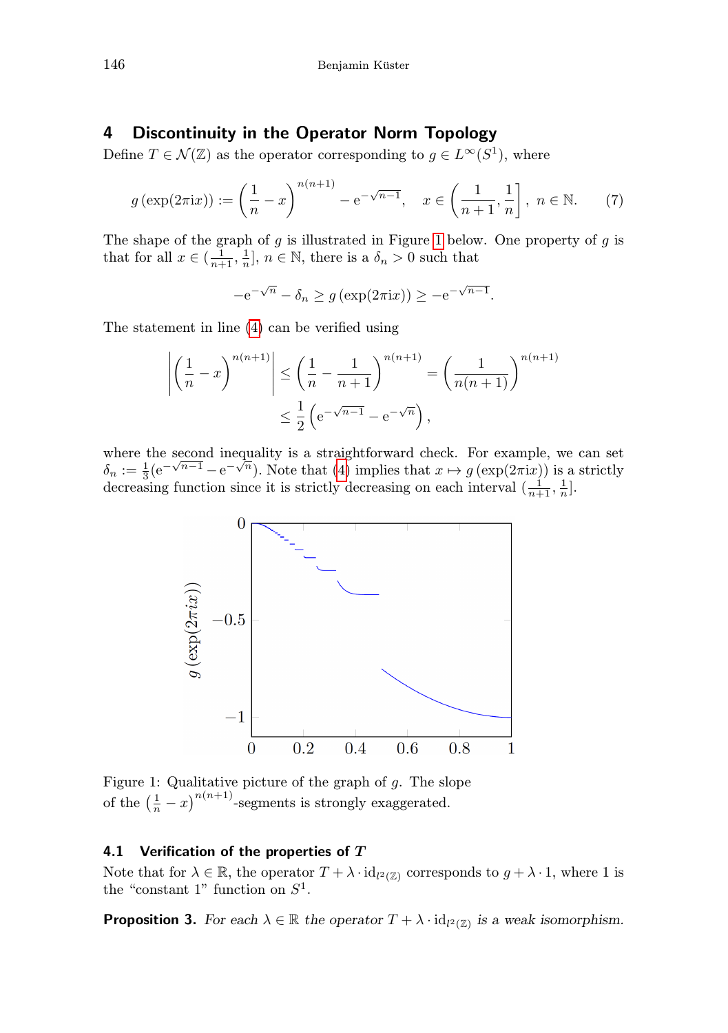## 4 Discontinuity in the Operator Norm Topology

Define $T \in \mathcal{N}(\mathbb{Z})$ as the operator corresponding to $g \in L^\infty(S^1)$, where

$$g(\exp(2\pi \mathrm{i}x)) := \left(\frac{1}{n} - x\right)^{n(n+1)} - \mathrm{e}^{-\sqrt{n-1}}, \quad x \in \left(\frac{1}{n+1}, \frac{1}{n}\right], \ n \in \mathbb{N}. \tag{7}$$

The shape of the graph of $g$ is illustrated in Figure 1 below. One property of $g$ is that for all $x \in (\frac{1}{n+1}, \frac{1}{n}]$, $n \in \mathbb{N}$, there is a $\delta_n > 0$ such that

$$-\mathrm{e}^{-\sqrt{n}} - \delta_n \geq g(\exp(2\pi \mathrm{i}x)) \geq -\mathrm{e}^{-\sqrt{n-1}}.$$

The statement in line (4) can be verified using

$$\begin{aligned}\left|\left(\frac{1}{n} - x\right)^{n(n+1)}\right| &\leq \left(\frac{1}{n} - \frac{1}{n+1}\right)^{n(n+1)} = \left(\frac{1}{n(n+1)}\right)^{n(n+1)} \\ &\leq \frac{1}{2}\left(\mathrm{e}^{-\sqrt{n-1}} - \mathrm{e}^{-\sqrt{n}}\right),\end{aligned}$$

where the second inequality is a straightforward check. For example, we can set $\delta_n := \frac{1}{3}(\mathrm{e}^{-\sqrt{n-1}} - \mathrm{e}^{-\sqrt{n}})$. Note that (4) implies that $x \mapsto g(\exp(2\pi \mathrm{i}x))$ is a strictly decreasing function since it is strictly decreasing on each interval $(\frac{1}{n+1}, \frac{1}{n}]$.

Figure 1: Qualitative picture of the graph of $g$. The slope of the $\left(\frac{1}{n} - x\right)^{n(n+1)}$-segments is strongly exaggerated.

### 4.1 Verification of the properties of $T$

Note that for $\lambda \in \mathbb{R}$, the operator $T + \lambda \cdot \mathrm{id}_{l^2(\mathbb{Z})}$ corresponds to $g + \lambda \cdot 1$, where 1 is the "constant 1" function on $S^1$.

**Proposition 3.** *For each $\lambda \in \mathbb{R}$ the operator $T + \lambda \cdot \mathrm{id}_{l^2(\mathbb{Z})}$ is a weak isomorphism.*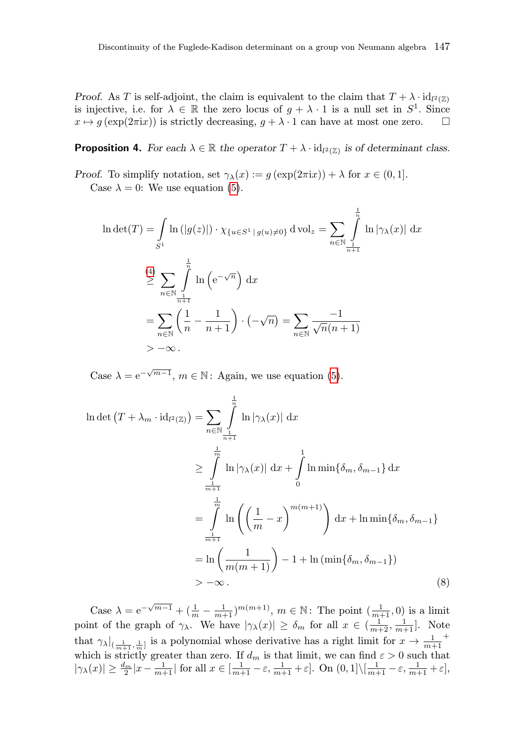*Proof.* As $T$ is self-adjoint, the claim is equivalent to the claim that $T + \lambda \cdot \mathrm{id}_{l^2(\mathbb{Z})}$ is injective, i.e. for $\lambda \in \mathbb{R}$ the zero locus of $g + \lambda \cdot 1$ is a null set in $S^1$. Since $x \mapsto g(\exp(2\pi \mathrm{i} x))$ is strictly decreasing, $g + \lambda \cdot 1$ can have at most one zero. $\square$

**Proposition 4.** *For each $\lambda \in \mathbb{R}$ the operator $T + \lambda \cdot \mathrm{id}_{l^2(\mathbb{Z})}$ is of determinant class.*

*Proof.* To simplify notation, set $\gamma_\lambda(x) := g(\exp(2\pi \mathrm{i} x)) + \lambda$ for $x \in (0, 1]$.

Case $\lambda = 0$: We use equation (5).

$$
\begin{aligned}
\ln \det(T) &= \int_{S^1} \ln(|g(z)|) \cdot \chi_{\{u \in S^1 \mid g(u) \neq 0\}} \,\mathrm{d}\,\mathrm{vol}_z = \sum_{n \in \mathbb{N}} \int_{\frac{1}{n+1}}^{\frac{1}{n}} \ln|\gamma_\lambda(x)| \,\mathrm{d}x \\
&\overset{(4)}{\geq} \sum_{n \in \mathbb{N}} \int_{\frac{1}{n+1}}^{\frac{1}{n}} \ln\left(\mathrm{e}^{-\sqrt{n}}\right) \mathrm{d}x \\
&= \sum_{n \in \mathbb{N}} \left(\frac{1}{n} - \frac{1}{n+1}\right) \cdot (-\sqrt{n}) = \sum_{n \in \mathbb{N}} \frac{-1}{\sqrt{n}(n+1)} \\
&> -\infty\,.
\end{aligned}
$$

Case $\lambda = \mathrm{e}^{-\sqrt{m-1}}$, $m \in \mathbb{N}$: Again, we use equation (5).

$$
\begin{aligned}
\ln \det\left(T + \lambda_m \cdot \mathrm{id}_{l^2(\mathbb{Z})}\right) &= \sum_{n \in \mathbb{N}} \int_{\frac{1}{n+1}}^{\frac{1}{n}} \ln|\gamma_\lambda(x)| \,\mathrm{d}x \\
&\geq \int_{\frac{1}{m+1}}^{\frac{1}{m}} \ln|\gamma_\lambda(x)| \,\mathrm{d}x + \int_0^1 \ln \min\{\delta_m, \delta_{m-1}\} \,\mathrm{d}x \\
&= \int_{\frac{1}{m+1}}^{\frac{1}{m}} \ln\left(\left(\frac{1}{m} - x\right)^{m(m+1)}\right) \mathrm{d}x + \ln \min\{\delta_m, \delta_{m-1}\} \\
&= \ln\left(\frac{1}{m(m+1)}\right) - 1 + \ln\left(\min\{\delta_m, \delta_{m-1}\}\right) \\
&> -\infty\,. \qquad (8)
\end{aligned}
$$

Case $\lambda = \mathrm{e}^{-\sqrt{m-1}} + (\frac{1}{m} - \frac{1}{m+1})^{m(m+1)}$, $m \in \mathbb{N}$: The point $(\frac{1}{m+1}, 0)$ is a limit point of the graph of $\gamma_\lambda$. We have $|\gamma_\lambda(x)| \geq \delta_m$ for all $x \in (\frac{1}{m+2}, \frac{1}{m+1}]$. Note that $\gamma_\lambda|_{(\frac{1}{m+1}, \frac{1}{m}]}$ is a polynomial whose derivative has a right limit for $x \to \frac{1}{m+1}^+$ which is strictly greater than zero. If $d_m$ is that limit, we can find $\varepsilon > 0$ such that $|\gamma_\lambda(x)| \geq \frac{d_m}{2}|x - \frac{1}{m+1}|$ for all $x \in [\frac{1}{m+1} - \varepsilon, \frac{1}{m+1} + \varepsilon]$. On $(0, 1] \setminus [\frac{1}{m+1} - \varepsilon, \frac{1}{m+1} + \varepsilon]$,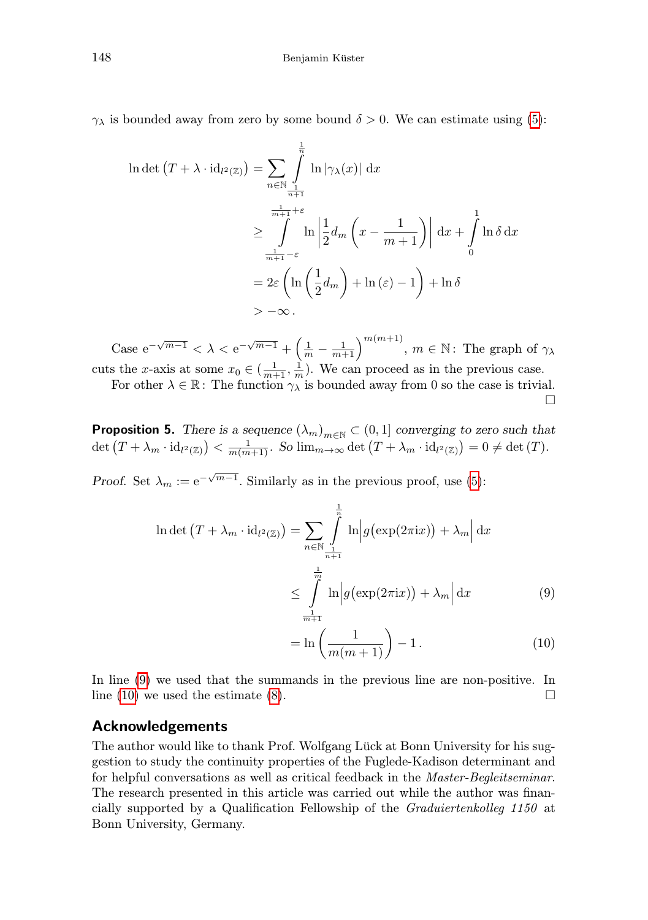$\gamma_\lambda$ is bounded away from zero by some bound $\delta > 0$. We can estimate using (5):

$$
\begin{aligned}
\ln \det \left(T + \lambda \cdot \mathrm{id}_{l^2(\mathbb{Z})}\right) &= \sum_{n \in \mathbb{N}} \int_{\frac{1}{n+1}}^{\frac{1}{n}} \ln |\gamma_\lambda(x)| \, \mathrm{d}x \\
&\geq \int_{\frac{1}{m+1}-\varepsilon}^{\frac{1}{m+1}+\varepsilon} \ln \left| \frac{1}{2} d_m \left( x - \frac{1}{m+1} \right) \right| \mathrm{d}x + \int_0^1 \ln \delta \, \mathrm{d}x \\
&= 2\varepsilon \left( \ln \left( \frac{1}{2} d_m \right) + \ln (\varepsilon) - 1 \right) + \ln \delta \\
&> -\infty \, .
\end{aligned}
$$

Case $\mathrm{e}^{-\sqrt{m-1}} < \lambda < \mathrm{e}^{-\sqrt{m-1}} + \left(\frac{1}{m} - \frac{1}{m+1}\right)^{m(m+1)}$, $m \in \mathbb{N}$: The graph of $\gamma_\lambda$ cuts the $x$-axis at some $x_0 \in (\frac{1}{m+1}, \frac{1}{m})$. We can proceed as in the previous case.

For other $\lambda \in \mathbb{R}$: The function $\gamma_\lambda$ is bounded away from 0 so the case is trivial. □

**Proposition 5.** *There is a sequence $(\lambda_m)_{m \in \mathbb{N}} \subset (0, 1]$ converging to zero such that $\det \left(T + \lambda_m \cdot \mathrm{id}_{l^2(\mathbb{Z})}\right) < \frac{1}{m(m+1)}$. So $\lim_{m \to \infty} \det \left(T + \lambda_m \cdot \mathrm{id}_{l^2(\mathbb{Z})}\right) = 0 \neq \det(T)$.*

*Proof.* Set $\lambda_m := \mathrm{e}^{-\sqrt{m-1}}$. Similarly as in the previous proof, use (5):

$$
\begin{aligned}
\ln \det \left(T + \lambda_m \cdot \mathrm{id}_{l^2(\mathbb{Z})}\right) &= \sum_{n \in \mathbb{N}} \int_{\frac{1}{n+1}}^{\frac{1}{n}} \ln \Big| g\big(\exp(2\pi \mathrm{i} x)\big) + \lambda_m \Big| \, \mathrm{d}x \\
&\leq \int_{\frac{1}{m+1}}^{\frac{1}{m}} \ln \Big| g\big(\exp(2\pi \mathrm{i} x)\big) + \lambda_m \Big| \, \mathrm{d}x \qquad (9) \\
&= \ln \left( \frac{1}{m(m+1)} \right) - 1 \, . \qquad (10)
\end{aligned}
$$

In line (9) we used that the summands in the previous line are non-positive. In line (10) we used the estimate (8). □

## Acknowledgements

The author would like to thank Prof. Wolfgang Lück at Bonn University for his suggestion to study the continuity properties of the Fuglede-Kadison determinant and for helpful conversations as well as critical feedback in the *Master-Begleitseminar*. The research presented in this article was carried out while the author was financially supported by a Qualification Fellowship of the *Graduiertenkolleg 1150* at Bonn University, Germany.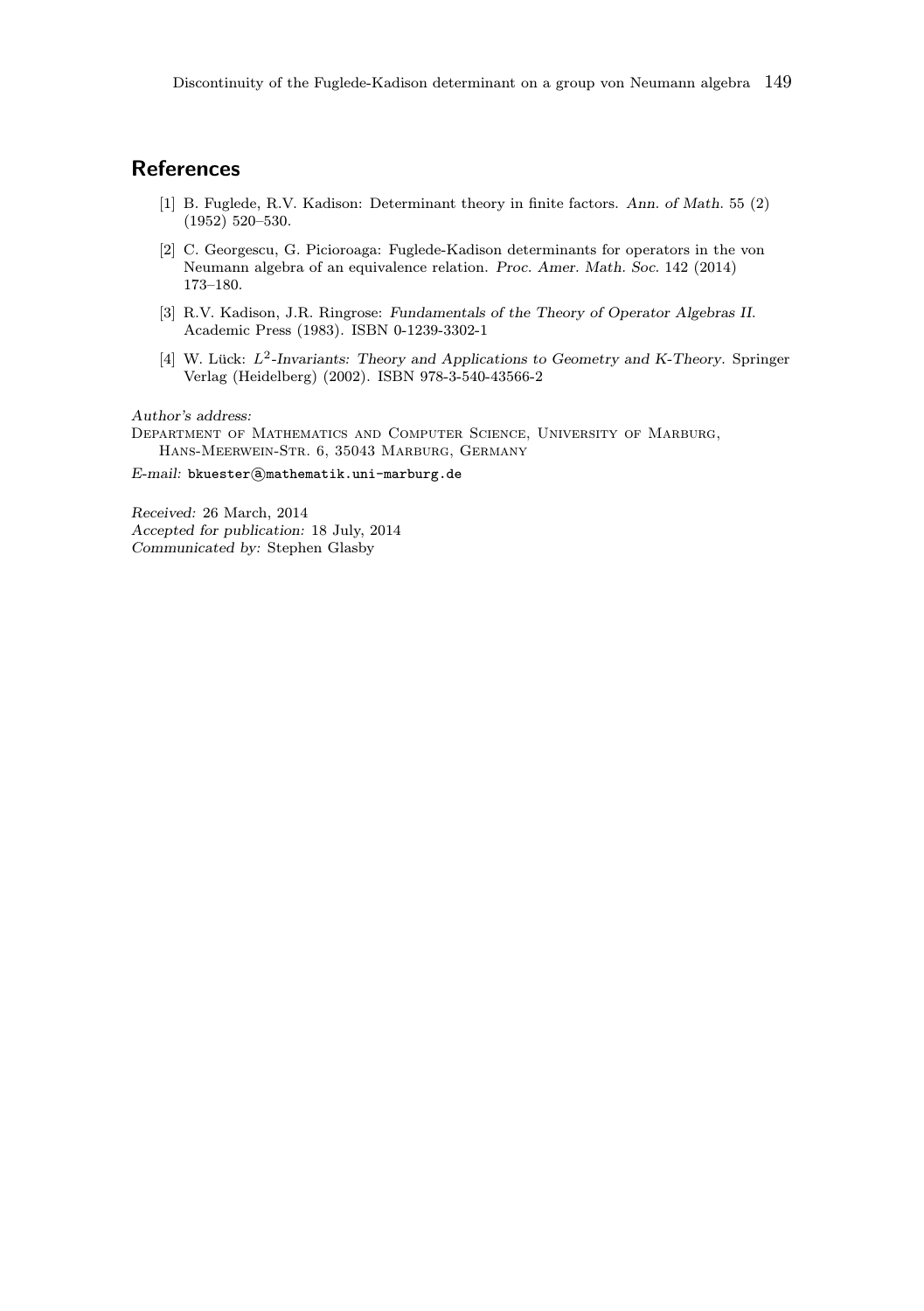## References

[1] B. Fuglede, R.V. Kadison: Determinant theory in finite factors. *Ann. of Math.* 55 (2) (1952) 520–530.

[2] C. Georgescu, G. Picioroaga: Fuglede-Kadison determinants for operators in the von Neumann algebra of an equivalence relation. *Proc. Amer. Math. Soc.* 142 (2014) 173–180.

[3] R.V. Kadison, J.R. Ringrose: *Fundamentals of the Theory of Operator Algebras II*. Academic Press (1983). ISBN 0-1239-3302-1

[4] W. Lück: *$L^2$-Invariants: Theory and Applications to Geometry and K-Theory*. Springer Verlag (Heidelberg) (2002). ISBN 978-3-540-43566-2

*Author's address:*

Department of Mathematics and Computer Science, University of Marburg, Hans-Meerwein-Str. 6, 35043 Marburg, Germany

*E-mail:* bkuester@mathematik.uni-marburg.de

*Received:* 26 March, 2014
*Accepted for publication:* 18 July, 2014
*Communicated by:* Stephen Glasby